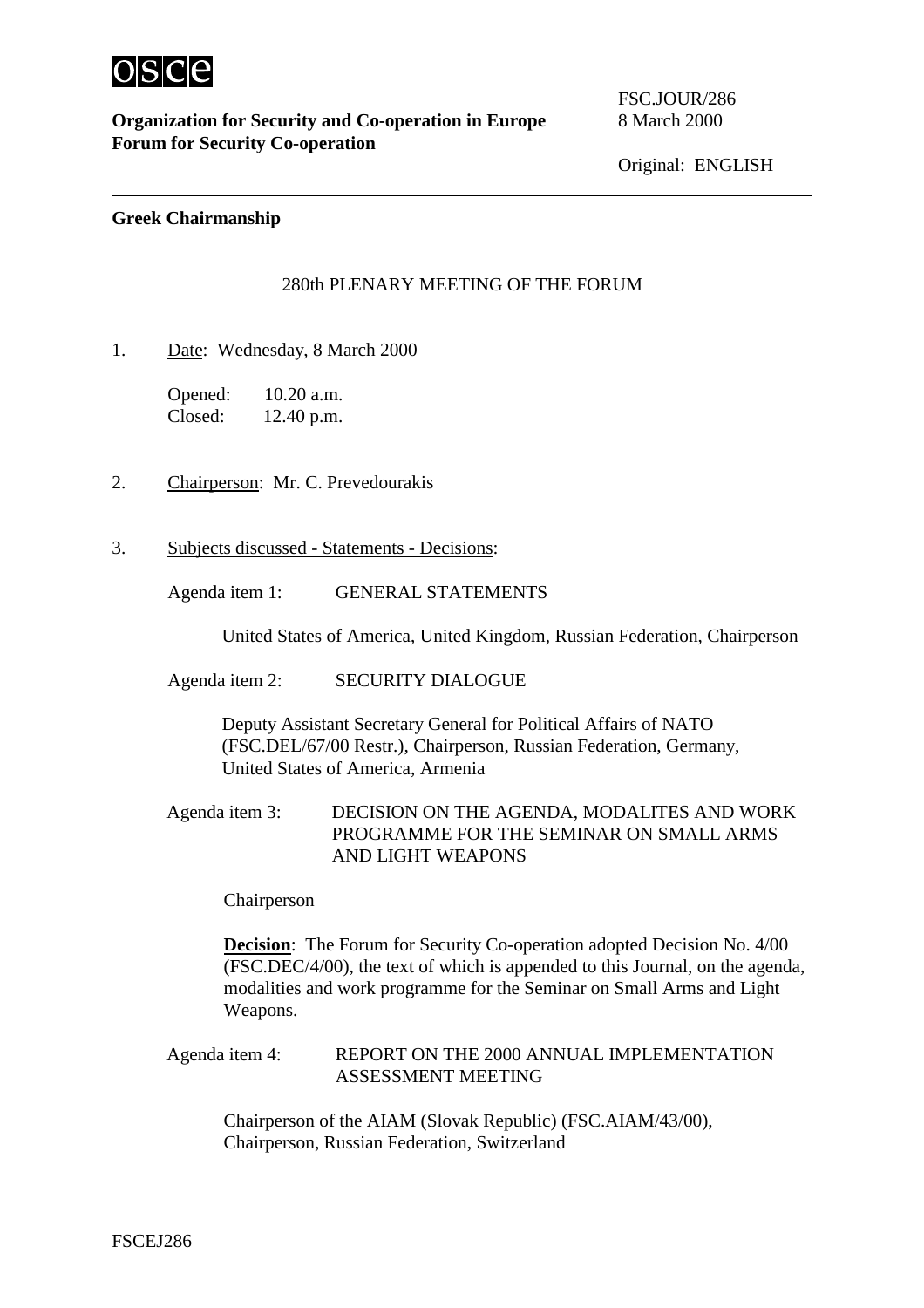**Organization for Security and Co-operation in Europe**
**Forum for Security Co-operation**

FSC.JOUR/286
8 March 2000

Original: ENGLISH

**Greek Chairmanship**

280th PLENARY MEETING OF THE FORUM

1. Date: Wednesday, 8 March 2000

   Opened: 10.20 a.m.
   Closed: 12.40 p.m.

2. Chairperson: Mr. C. Prevedourakis

3. Subjects discussed - Statements - Decisions:

   Agenda item 1: GENERAL STATEMENTS

   United States of America, United Kingdom, Russian Federation, Chairperson

   Agenda item 2: SECURITY DIALOGUE

   Deputy Assistant Secretary General for Political Affairs of NATO (FSC.DEL/67/00 Restr.), Chairperson, Russian Federation, Germany, United States of America, Armenia

   Agenda item 3: DECISION ON THE AGENDA, MODALITES AND WORK PROGRAMME FOR THE SEMINAR ON SMALL ARMS AND LIGHT WEAPONS

   Chairperson

   **Decision**: The Forum for Security Co-operation adopted Decision No. 4/00 (FSC.DEC/4/00), the text of which is appended to this Journal, on the agenda, modalities and work programme for the Seminar on Small Arms and Light Weapons.

   Agenda item 4: REPORT ON THE 2000 ANNUAL IMPLEMENTATION ASSESSMENT MEETING

   Chairperson of the AIAM (Slovak Republic) (FSC.AIAM/43/00), Chairperson, Russian Federation, Switzerland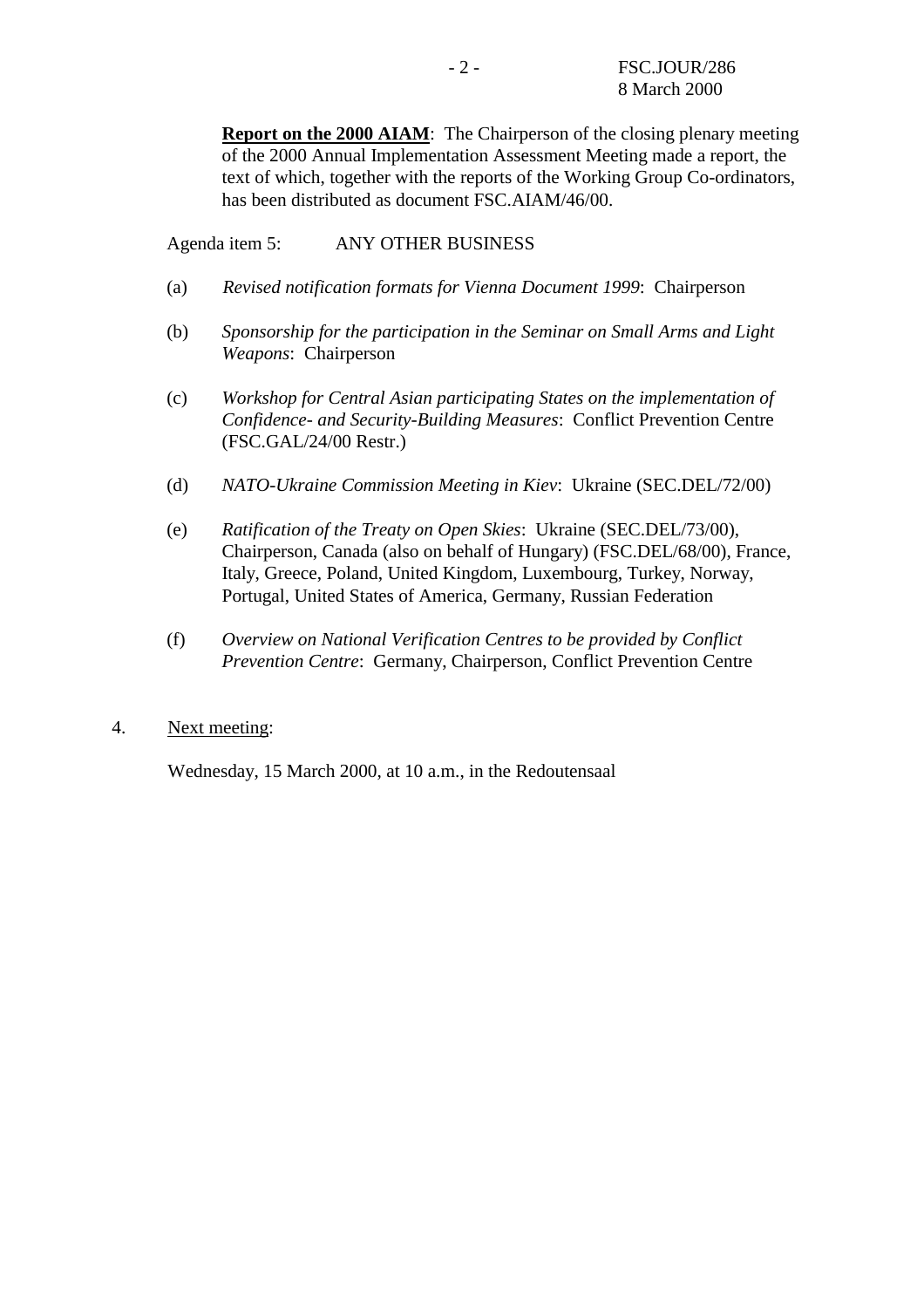**Report on the 2000 AIAM**: The Chairperson of the closing plenary meeting of the 2000 Annual Implementation Assessment Meeting made a report, the text of which, together with the reports of the Working Group Co-ordinators, has been distributed as document FSC.AIAM/46/00.

Agenda item 5: ANY OTHER BUSINESS

(a) *Revised notification formats for Vienna Document 1999*: Chairperson

(b) *Sponsorship for the participation in the Seminar on Small Arms and Light Weapons*: Chairperson

(c) *Workshop for Central Asian participating States on the implementation of Confidence- and Security-Building Measures*: Conflict Prevention Centre (FSC.GAL/24/00 Restr.)

(d) *NATO-Ukraine Commission Meeting in Kiev*: Ukraine (SEC.DEL/72/00)

(e) *Ratification of the Treaty on Open Skies*: Ukraine (SEC.DEL/73/00), Chairperson, Canada (also on behalf of Hungary) (FSC.DEL/68/00), France, Italy, Greece, Poland, United Kingdom, Luxembourg, Turkey, Norway, Portugal, United States of America, Germany, Russian Federation

(f) *Overview on National Verification Centres to be provided by Conflict Prevention Centre*: Germany, Chairperson, Conflict Prevention Centre

4. Next meeting:

Wednesday, 15 March 2000, at 10 a.m., in the Redoutensaal